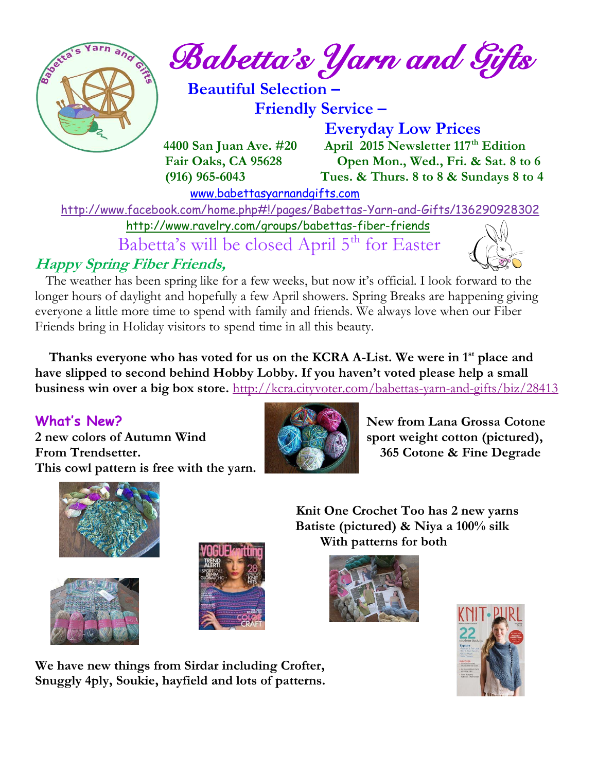# Babetta's Yarn and Gifts

**Beautiful Selection –**
**Friendly Service –**
**Everyday Low Prices**

**4400 San Juan Ave. #20**
**Fair Oaks, CA 95628**
**(916) 965-6043**

**April 2015 Newsletter 117th Edition**
**Open Mon., Wed., Fri. & Sat. 8 to 6**
**Tues. & Thurs. 8 to 8 & Sundays 8 to 4**

www.babettasyarnandgifts.com

http://www.facebook.com/home.php#!/pages/Babettas-Yarn-and-Gifts/136290928302

http://www.ravelry.com/groups/babettas-fiber-friends

Babetta's will be closed April 5th for Easter

## *Happy Spring Fiber Friends,*

The weather has been spring like for a few weeks, but now it's official. I look forward to the longer hours of daylight and hopefully a few April showers. Spring Breaks are happening giving everyone a little more time to spend with family and friends. We always love when our Fiber Friends bring in Holiday visitors to spend time in all this beauty.

**Thanks everyone who has voted for us on the KCRA A-List. We were in 1st place and have slipped to second behind Hobby Lobby. If you haven't voted please help a small business win over a big box store.** http://kcra.cityvoter.com/babettas-yarn-and-gifts/biz/28413

## What's New?

**2 new colors of Autumn Wind From Trendsetter.**
**This cowl pattern is free with the yarn.**

**New from Lana Grossa Cotone sport weight cotton (pictured), 365 Cotone & Fine Degrade**

**Knit One Crochet Too has 2 new yarns Batiste (pictured) & Niya a 100% silk With patterns for both**

**We have new things from Sirdar including Crofter, Snuggly 4ply, Soukie, hayfield and lots of patterns.**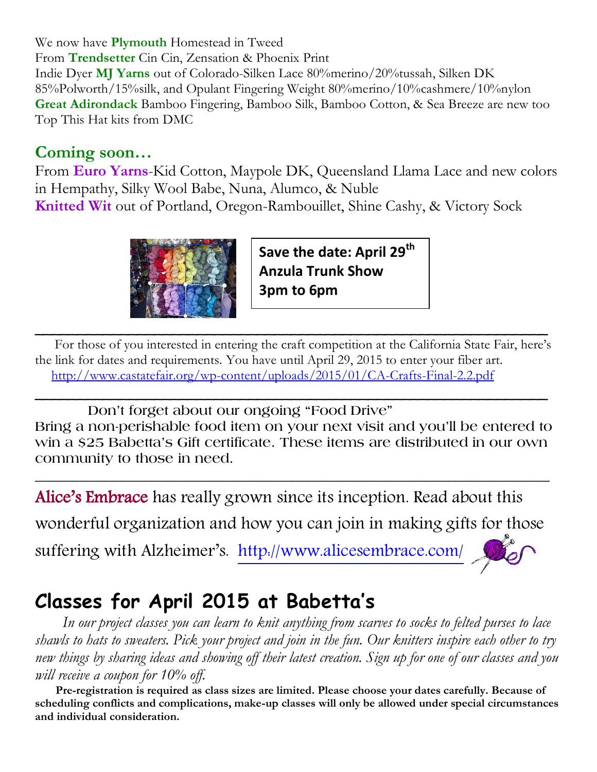We now have **Plymouth** Homestead in Tweed
From **Trendsetter** Cin Cin, Zensation & Phoenix Print
Indie Dyer **MJ Yarns** out of Colorado-Silken Lace 80%merino/20%tussah, Silken DK 85%Polworth/15%silk, and Opulant Fingering Weight 80%merino/10%cashmere/10%nylon
**Great Adirondack** Bamboo Fingering, Bamboo Silk, Bamboo Cotton, & Sea Breeze are new too
Top This Hat kits from DMC

## Coming soon…

From **Euro Yarns**-Kid Cotton, Maypole DK, Queensland Llama Lace and new colors in Hempathy, Silky Wool Babe, Nuna, Alumco, & Nuble
**Knitted Wit** out of Portland, Oregon-Rambouillet, Shine Cashy, & Victory Sock

**Save the date: April 29th**
**Anzula Trunk Show**
**3pm to 6pm**

---

For those of you interested in entering the craft competition at the California State Fair, here's the link for dates and requirements. You have until April 29, 2015 to enter your fiber art.
http://www.castatefair.org/wp-content/uploads/2015/01/CA-Crafts-Final-2.2.pdf

---

Don't forget about our ongoing "Food Drive"
Bring a non-perishable food item on your next visit and you'll be entered to win a $25 Babetta's Gift certificate. These items are distributed in our own community to those in need.

---

Alice's Embrace has really grown since its inception. Read about this wonderful organization and how you can join in making gifts for those suffering with Alzheimer's. http://www.alicesembrace.com/

# Classes for April 2015 at Babetta's

*In our project classes you can learn to knit anything from scarves to socks to felted purses to lace shawls to hats to sweaters. Pick your project and join in the fun. Our knitters inspire each other to try new things by sharing ideas and showing off their latest creation. Sign up for one of our classes and you will receive a coupon for 10% off.*

**Pre-registration is required as class sizes are limited. Please choose your dates carefully. Because of scheduling conflicts and complications, make-up classes will only be allowed under special circumstances and individual consideration.**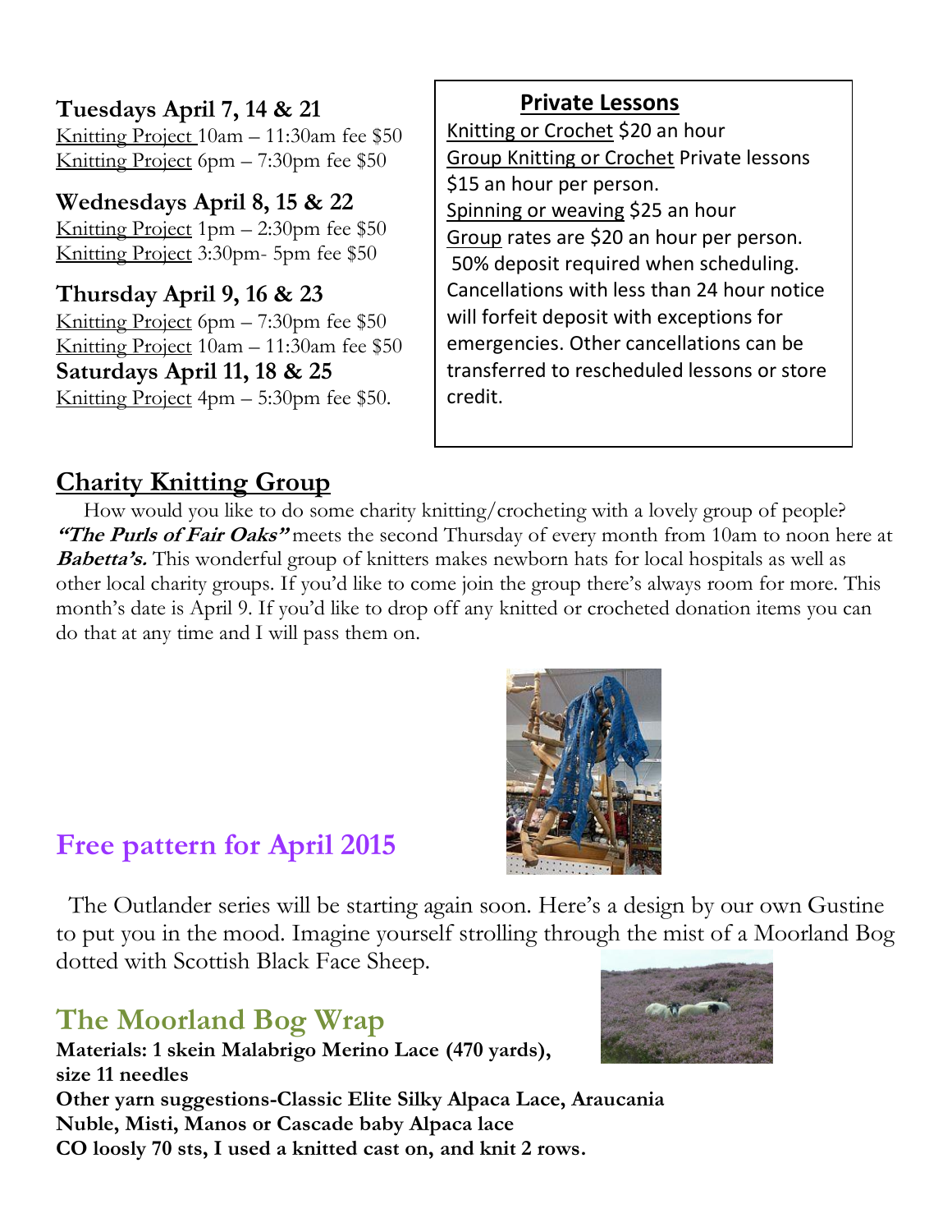**Tuesdays April 7, 14 & 21**
Knitting Project 10am – 11:30am fee $50
Knitting Project 6pm – 7:30pm fee $50

**Wednesdays April 8, 15 & 22**
Knitting Project 1pm – 2:30pm fee $50
Knitting Project 3:30pm- 5pm fee $50

**Thursday April 9, 16 & 23**
Knitting Project 6pm – 7:30pm fee $50
Knitting Project 10am – 11:30am fee $50

**Saturdays April 11, 18 & 25**
Knitting Project 4pm – 5:30pm fee $50.

**Private Lessons**

Knitting or Crochet $20 an hour
Group Knitting or Crochet Private lessons $15 an hour per person.
Spinning or weaving $25 an hour
Group rates are $20 an hour per person.
50% deposit required when scheduling. Cancellations with less than 24 hour notice will forfeit deposit with exceptions for emergencies. Other cancellations can be transferred to rescheduled lessons or store credit.

## Charity Knitting Group

How would you like to do some charity knitting/crocheting with a lovely group of people? ***"The Purls of Fair Oaks"*** meets the second Thursday of every month from 10am to noon here at ***Babetta's.*** This wonderful group of knitters makes newborn hats for local hospitals as well as other local charity groups. If you'd like to come join the group there's always room for more. This month's date is April 9. If you'd like to drop off any knitted or crocheted donation items you can do that at any time and I will pass them on.

## Free pattern for April 2015

The Outlander series will be starting again soon. Here's a design by our own Gustine to put you in the mood. Imagine yourself strolling through the mist of a Moorland Bog dotted with Scottish Black Face Sheep.

## The Moorland Bog Wrap

**Materials: 1 skein Malabrigo Merino Lace (470 yards), size 11 needles**
**Other yarn suggestions-Classic Elite Silky Alpaca Lace, Araucania Nuble, Misti, Manos or Cascade baby Alpaca lace**
**CO loosly 70 sts, I used a knitted cast on, and knit 2 rows.**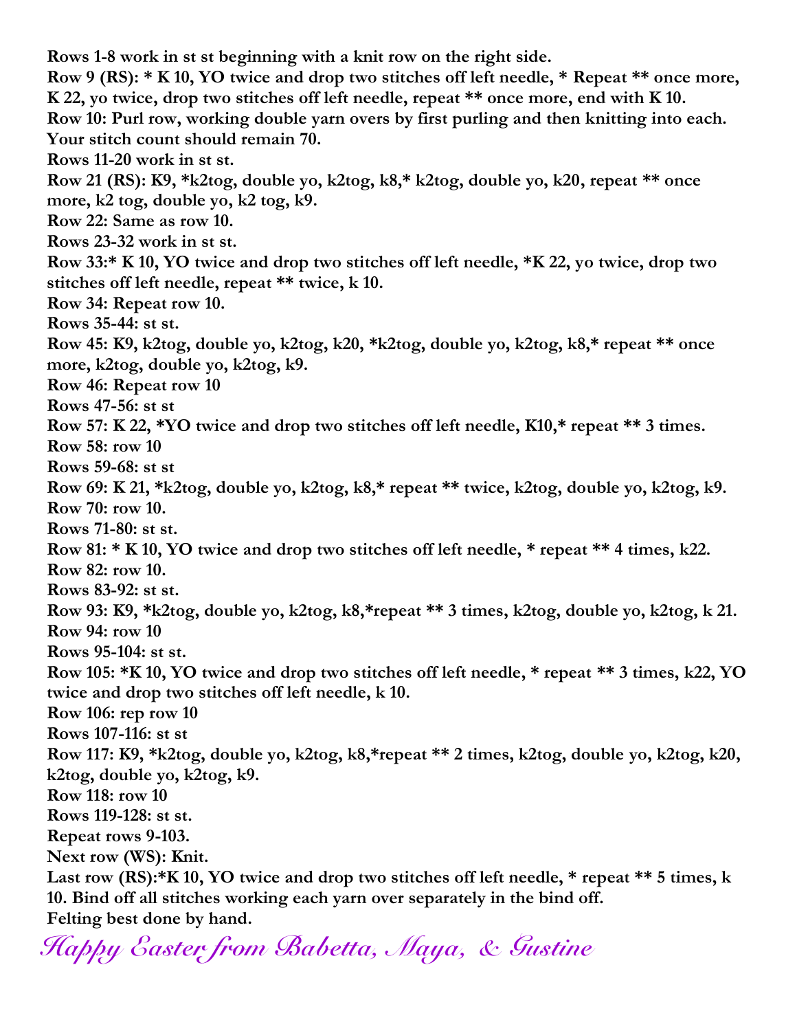**Rows 1-8 work in st st beginning with a knit row on the right side.**
**Row 9 (RS): * K 10, YO twice and drop two stitches off left needle, * Repeat ** once more, K 22, yo twice, drop two stitches off left needle, repeat ** once more, end with K 10.**
**Row 10: Purl row, working double yarn overs by first purling and then knitting into each. Your stitch count should remain 70.**
**Rows 11-20 work in st st.**
**Row 21 (RS): K9, *k2tog, double yo, k2tog, k8,* k2tog, double yo, k20, repeat ** once more, k2 tog, double yo, k2 tog, k9.**
**Row 22: Same as row 10.**
**Rows 23-32 work in st st.**
**Row 33:* K 10, YO twice and drop two stitches off left needle, *K 22, yo twice, drop two stitches off left needle, repeat ** twice, k 10.**
**Row 34: Repeat row 10.**
**Rows 35-44: st st.**
**Row 45: K9, k2tog, double yo, k2tog, k20, *k2tog, double yo, k2tog, k8,* repeat ** once more, k2tog, double yo, k2tog, k9.**
**Row 46: Repeat row 10**
**Rows 47-56: st st**
**Row 57: K 22, *YO twice and drop two stitches off left needle, K10,* repeat ** 3 times.**
**Row 58: row 10**
**Rows 59-68: st st**
**Row 69: K 21, *k2tog, double yo, k2tog, k8,* repeat ** twice, k2tog, double yo, k2tog, k9.**
**Row 70: row 10.**
**Rows 71-80: st st.**
**Row 81: * K 10, YO twice and drop two stitches off left needle, * repeat ** 4 times, k22.**
**Row 82: row 10.**
**Rows 83-92: st st.**
**Row 93: K9, *k2tog, double yo, k2tog, k8,*repeat ** 3 times, k2tog, double yo, k2tog, k 21.**
**Row 94: row 10**
**Rows 95-104: st st.**
**Row 105: *K 10, YO twice and drop two stitches off left needle, * repeat ** 3 times, k22, YO twice and drop two stitches off left needle, k 10.**
**Row 106: rep row 10**
**Rows 107-116: st st**
**Row 117: K9, *k2tog, double yo, k2tog, k8,*repeat ** 2 times, k2tog, double yo, k2tog, k20, k2tog, double yo, k2tog, k9.**
**Row 118: row 10**
**Rows 119-128: st st.**
**Repeat rows 9-103.**
**Next row (WS): Knit.**
**Last row (RS):*K 10, YO twice and drop two stitches off left needle, * repeat ** 5 times, k 10. Bind off all stitches working each yarn over separately in the bind off.**
**Felting best done by hand.**

*Happy Easter from Babetta, Maya, & Gustine*